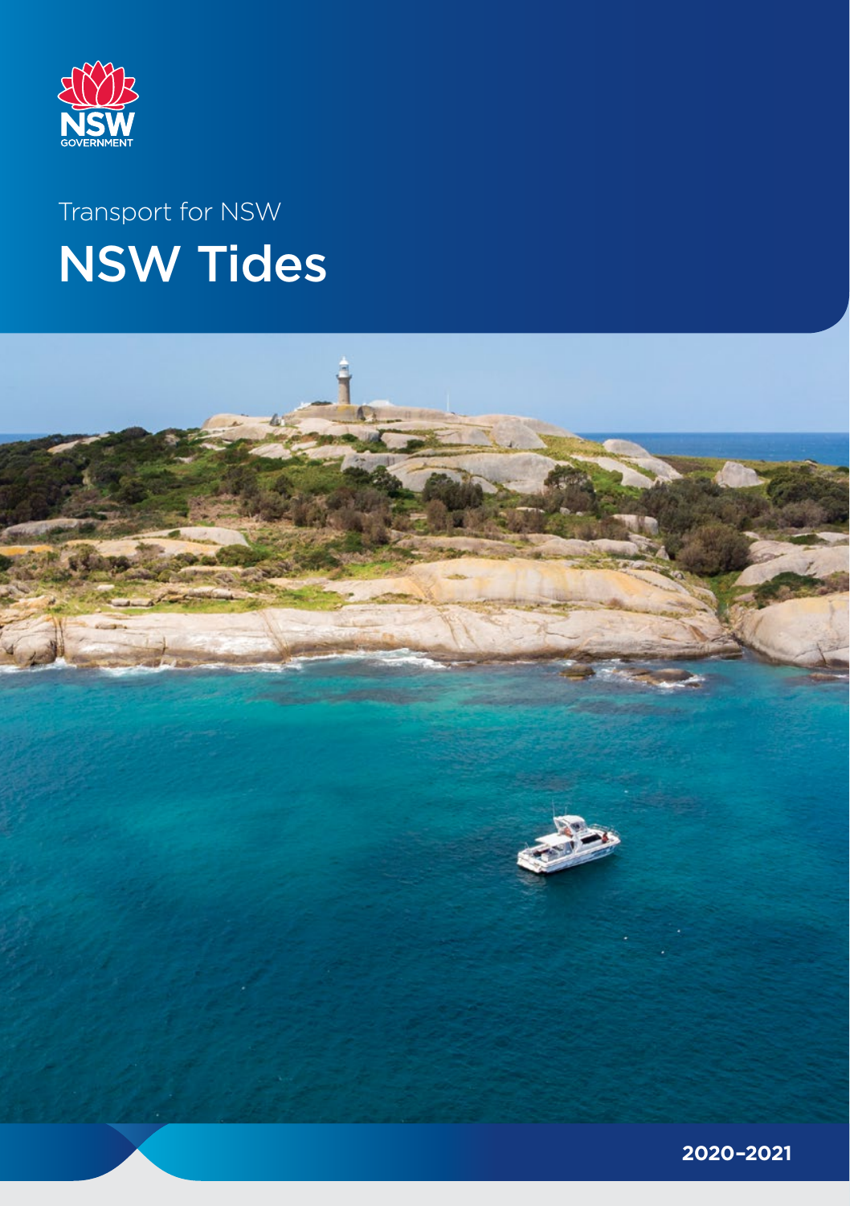NSW GOVERNMENT

Transport for NSW

# NSW Tides

2020–2021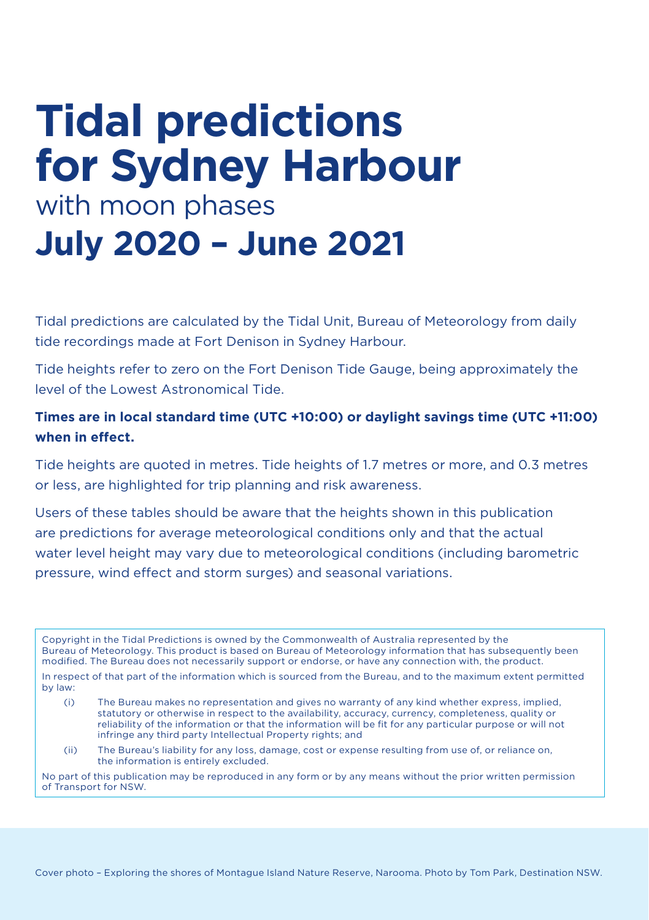# Tidal predictions for Sydney Harbour

with moon phases

## July 2020 – June 2021

Tidal predictions are calculated by the Tidal Unit, Bureau of Meteorology from daily tide recordings made at Fort Denison in Sydney Harbour.

Tide heights refer to zero on the Fort Denison Tide Gauge, being approximately the level of the Lowest Astronomical Tide.

**Times are in local standard time (UTC +10:00) or daylight savings time (UTC +11:00) when in effect.**

Tide heights are quoted in metres. Tide heights of 1.7 metres or more, and 0.3 metres or less, are highlighted for trip planning and risk awareness.

Users of these tables should be aware that the heights shown in this publication are predictions for average meteorological conditions only and that the actual water level height may vary due to meteorological conditions (including barometric pressure, wind effect and storm surges) and seasonal variations.

Copyright in the Tidal Predictions is owned by the Commonwealth of Australia represented by the Bureau of Meteorology. This product is based on Bureau of Meteorology information that has subsequently been modified. The Bureau does not necessarily support or endorse, or have any connection with, the product.

In respect of that part of the information which is sourced from the Bureau, and to the maximum extent permitted by law:

(i) The Bureau makes no representation and gives no warranty of any kind whether express, implied, statutory or otherwise in respect to the availability, accuracy, currency, completeness, quality or reliability of the information or that the information will be fit for any particular purpose or will not infringe any third party Intellectual Property rights; and

(ii) The Bureau's liability for any loss, damage, cost or expense resulting from use of, or reliance on, the information is entirely excluded.

No part of this publication may be reproduced in any form or by any means without the prior written permission of Transport for NSW.

Cover photo – Exploring the shores of Montague Island Nature Reserve, Narooma. Photo by Tom Park, Destination NSW.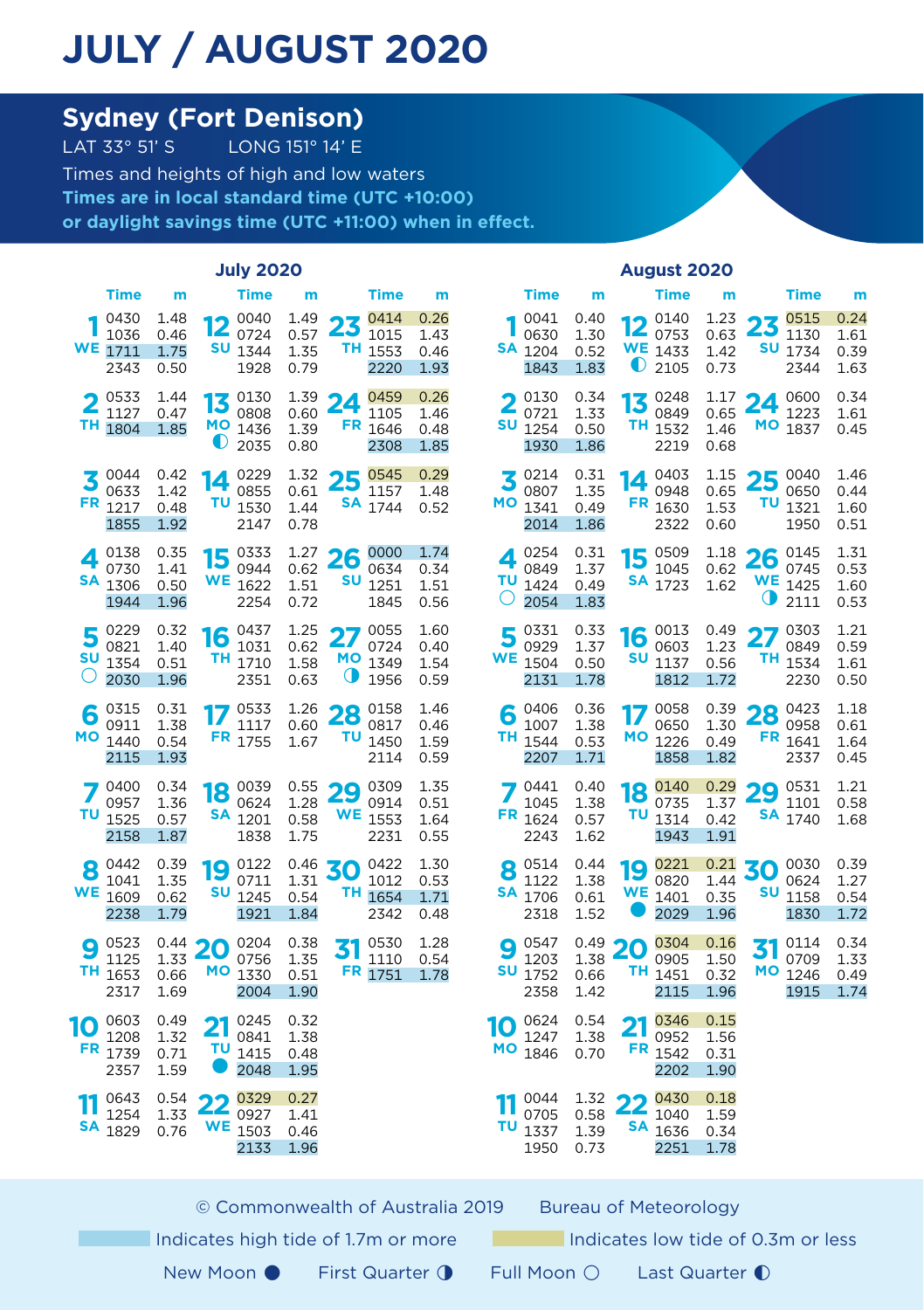# JULY / AUGUST 2020

## Sydney (Fort Denison)

LAT 33° 51' S LONG 151° 14' E

Times and heights of high and low waters

**Times are in local standard time (UTC +10:00) or daylight savings time (UTC +11:00) when in effect.**

### July 2020

| Date | Time | m |
|---|---|---|
| 1 WE | 0430 | 1.48 |
| | 1036 | 0.46 |
| | 1711 | 1.75 |
| | 2343 | 0.50 |
| 2 TH | 0533 | 1.44 |
| | 1127 | 0.47 |
| | 1804 | 1.85 |
| 3 FR | 0044 | 0.42 |
| | 0633 | 1.42 |
| | 1217 | 0.48 |
| | 1855 | 1.92 |
| 4 SA | 0138 | 0.35 |
| | 0730 | 1.41 |
| | 1306 | 0.50 |
| | 1944 | 1.96 |
| 5 SU ○ | 0229 | 0.32 |
| | 0821 | 1.40 |
| | 1354 | 0.51 |
| | 2030 | 1.96 |
| 6 MO | 0315 | 0.31 |
| | 0911 | 1.38 |
| | 1440 | 0.54 |
| | 2115 | 1.93 |
| 7 TU | 0400 | 0.34 |
| | 0957 | 1.36 |
| | 1525 | 0.57 |
| | 2158 | 1.87 |
| 8 WE | 0442 | 0.39 |
| | 1041 | 1.35 |
| | 1609 | 0.62 |
| | 2238 | 1.79 |
| 9 TH | 0523 | 0.44 |
| | 1125 | 1.33 |
| | 1653 | 0.66 |
| | 2317 | 1.69 |
| 10 FR | 0603 | 0.49 |
| | 1208 | 1.32 |
| | 1739 | 0.71 |
| | 2357 | 1.59 |
| 11 SA | 0643 | 0.54 |
| | 1254 | 1.33 |
| | 1829 | 0.76 |
| 12 SU | 0040 | 1.49 |
| | 0724 | 0.57 |
| | 1344 | 1.35 |
| | 1928 | 0.79 |
| 13 MO ◐ | 0130 | 1.39 |
| | 0808 | 0.60 |
| | 1436 | 1.39 |
| | 2035 | 0.80 |
| 14 TU | 0229 | 1.32 |
| | 0855 | 0.61 |
| | 1530 | 1.44 |
| | 2147 | 0.78 |
| 15 WE | 0333 | 1.27 |
| | 0944 | 0.62 |
| | 1622 | 1.51 |
| | 2254 | 0.72 |
| 16 TH | 0437 | 1.25 |
| | 1031 | 0.62 |
| | 1710 | 1.58 |
| | 2351 | 0.63 |
| 17 FR | 0533 | 1.26 |
| | 1117 | 0.60 |
| | 1755 | 1.67 |
| 18 SA | 0039 | 0.55 |
| | 0624 | 1.28 |
| | 1201 | 0.58 |
| | 1838 | 1.75 |
| 19 SU | 0122 | 0.46 |
| | 0711 | 1.31 |
| | 1245 | 0.54 |
| | 1921 | 1.84 |
| 20 MO | 0204 | 0.38 |
| | 0756 | 1.35 |
| | 1330 | 0.51 |
| | 2004 | 1.90 |
| 21 TU ● | 0245 | 0.32 |
| | 0841 | 1.38 |
| | 1415 | 0.48 |
| | 2048 | 1.95 |
| 22 WE | 0329 | 0.27 |
| | 0927 | 1.41 |
| | 1503 | 0.46 |
| | 2133 | 1.96 |
| 23 TH | 0414 | 0.26 |
| | 1015 | 1.43 |
| | 1553 | 0.46 |
| | 2220 | 1.93 |
| 24 FR | 0459 | 0.26 |
| | 1105 | 1.46 |
| | 1646 | 0.48 |
| | 2308 | 1.85 |
| 25 SA | 0545 | 0.29 |
| | 1157 | 1.48 |
| | 1744 | 0.52 |
| 26 SU | 0000 | 1.74 |
| | 0634 | 0.34 |
| | 1251 | 1.51 |
| | 1845 | 0.56 |
| 27 MO ◑ | 0055 | 1.60 |
| | 0724 | 0.40 |
| | 1349 | 1.54 |
| | 1956 | 0.59 |
| 28 TU | 0158 | 1.46 |
| | 0817 | 0.46 |
| | 1450 | 1.59 |
| | 2114 | 0.59 |
| 29 WE | 0309 | 1.35 |
| | 0914 | 0.51 |
| | 1553 | 1.64 |
| | 2231 | 0.55 |
| 30 TH | 0422 | 1.30 |
| | 1012 | 0.53 |
| | 1654 | 1.71 |
| | 2342 | 0.48 |
| 31 FR | 0530 | 1.28 |
| | 1110 | 0.54 |
| | 1751 | 1.78 |

### August 2020

| Date | Time | m |
|---|---|---|
| 1 SA | 0041 | 0.40 |
| | 0630 | 1.30 |
| | 1204 | 0.52 |
| | 1843 | 1.83 |
| 2 SU | 0130 | 0.34 |
| | 0721 | 1.33 |
| | 1254 | 0.50 |
| | 1930 | 1.86 |
| 3 MO | 0214 | 0.31 |
| | 0807 | 1.35 |
| | 1341 | 0.49 |
| | 2014 | 1.86 |
| 4 TU ○ | 0254 | 0.31 |
| | 0849 | 1.37 |
| | 1424 | 0.49 |
| | 2054 | 1.83 |
| 5 WE | 0331 | 0.33 |
| | 0929 | 1.37 |
| | 1504 | 0.50 |
| | 2131 | 1.78 |
| 6 TH | 0406 | 0.36 |
| | 1007 | 1.38 |
| | 1544 | 0.53 |
| | 2207 | 1.71 |
| 7 FR | 0441 | 0.40 |
| | 1045 | 1.38 |
| | 1624 | 0.57 |
| | 2243 | 1.62 |
| 8 SA | 0514 | 0.44 |
| | 1122 | 1.38 |
| | 1706 | 0.61 |
| | 2318 | 1.52 |
| 9 SU | 0547 | 0.49 |
| | 1203 | 1.38 |
| | 1752 | 0.66 |
| | 2358 | 1.42 |
| 10 MO | 0624 | 0.54 |
| | 1247 | 1.38 |
| | 1846 | 0.70 |
| 11 TU | 0044 | 1.32 |
| | 0705 | 0.58 |
| | 1337 | 1.39 |
| | 1950 | 0.73 |
| 12 WE ◐ | 0140 | 1.23 |
| | 0753 | 0.63 |
| | 1433 | 1.42 |
| | 2105 | 0.73 |
| 13 TH | 0248 | 1.17 |
| | 0849 | 0.65 |
| | 1532 | 1.46 |
| | 2219 | 0.68 |
| 14 FR | 0403 | 1.15 |
| | 0948 | 0.65 |
| | 1630 | 1.53 |
| | 2322 | 0.60 |
| 15 SA | 0509 | 1.18 |
| | 1045 | 0.62 |
| | 1723 | 1.62 |
| 16 SU | 0013 | 0.49 |
| | 0603 | 1.23 |
| | 1137 | 0.56 |
| | 1812 | 1.72 |
| 17 MO | 0058 | 0.39 |
| | 0650 | 1.30 |
| | 1226 | 0.49 |
| | 1858 | 1.82 |
| 18 TU | 0140 | 0.29 |
| | 0735 | 1.37 |
| | 1314 | 0.42 |
| | 1943 | 1.91 |
| 19 WE ● | 0221 | 0.21 |
| | 0820 | 1.44 |
| | 1401 | 0.35 |
| | 2029 | 1.96 |
| 20 TH | 0304 | 0.16 |
| | 0905 | 1.50 |
| | 1451 | 0.32 |
| | 2115 | 1.96 |
| 21 FR | 0346 | 0.15 |
| | 0952 | 1.56 |
| | 1542 | 0.31 |
| | 2202 | 1.90 |
| 22 SA | 0430 | 0.18 |
| | 1040 | 1.59 |
| | 1636 | 0.34 |
| | 2251 | 1.78 |
| 23 SU | 0515 | 0.24 |
| | 1130 | 1.61 |
| | 1734 | 0.39 |
| | 2344 | 1.63 |
| 24 MO | 0600 | 0.34 |
| | 1223 | 1.61 |
| | 1837 | 0.45 |
| 25 TU | 0040 | 1.46 |
| | 0650 | 0.44 |
| | 1321 | 1.60 |
| | 1950 | 0.51 |
| 26 WE ◑ | 0145 | 1.31 |
| | 0745 | 0.53 |
| | 1425 | 1.60 |
| | 2111 | 0.53 |
| 27 TH | 0303 | 1.21 |
| | 0849 | 0.59 |
| | 1534 | 1.61 |
| | 2230 | 0.50 |
| 28 FR | 0423 | 1.18 |
| | 0958 | 0.61 |
| | 1641 | 1.64 |
| | 2337 | 0.45 |
| 29 SA | 0531 | 1.21 |
| | 1101 | 0.58 |
| | 1740 | 1.68 |
| 30 SU | 0030 | 0.39 |
| | 0624 | 1.27 |
| | 1158 | 0.54 |
| | 1830 | 1.72 |
| 31 MO | 0114 | 0.34 |
| | 0709 | 1.33 |
| | 1246 | 0.49 |
| | 1915 | 1.74 |

© Commonwealth of Australia 2019 Bureau of Meteorology

Indicates high tide of 1.7m or more | Indicates low tide of 0.3m or less

New Moon ● First Quarter ◑ Full Moon ○ Last Quarter ◐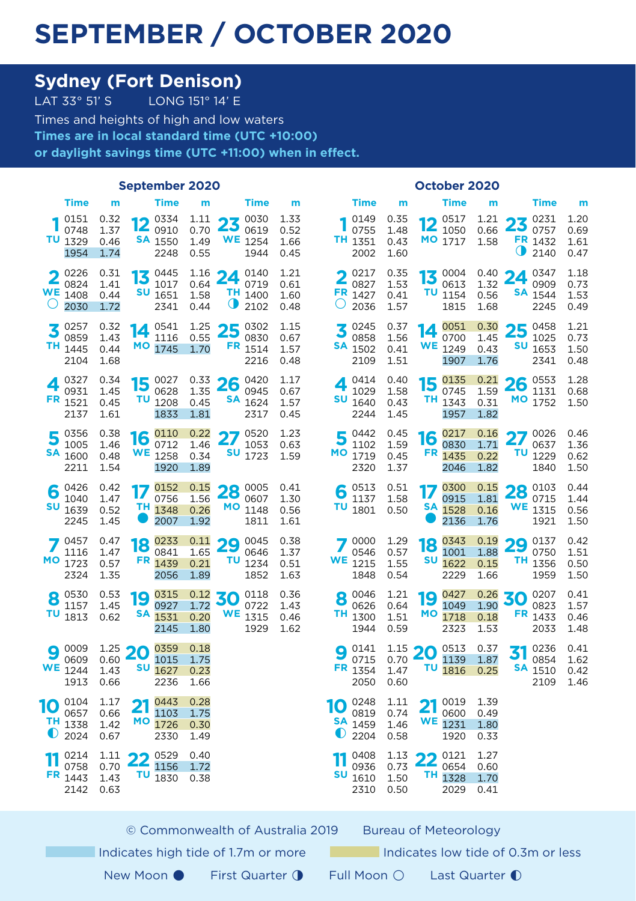# SEPTEMBER / OCTOBER 2020

## Sydney (Fort Denison)

LAT 33° 51' S LONG 151° 14' E

Times and heights of high and low waters

**Times are in local standard time (UTC +10:00) or daylight savings time (UTC +11:00) when in effect.**

### September 2020

| Day | Time | m | Day | Time | m | Day | Time | m |
|---|---|---|---|---|---|---|---|---|
| 1 TU | 0151 | 0.32 | 12 SA | 0334 | 1.11 | 23 WE | 0030 | 1.33 |
| | 0748 | 1.37 | | 0910 | 0.70 | | 0619 | 0.52 |
| | 1329 | 0.46 | | 1550 | 1.49 | | 1254 | 1.66 |
| | 1954 | 1.74 | | 2248 | 0.55 | | 1944 | 0.45 |
| 2 WE ○ | 0226 | 0.31 | 13 SU | 0445 | 1.16 | 24 TH ◑ | 0140 | 1.21 |
| | 0824 | 1.41 | | 1017 | 0.64 | | 0719 | 0.61 |
| | 1408 | 0.44 | | 1651 | 1.58 | | 1400 | 1.60 |
| | 2030 | 1.72 | | 2341 | 0.44 | | 2102 | 0.48 |
| 3 TH | 0257 | 0.32 | 14 MO | 0541 | 1.25 | 25 FR | 0302 | 1.15 |
| | 0859 | 1.43 | | 1116 | 0.55 | | 0830 | 0.67 |
| | 1445 | 0.44 | | 1745 | 1.70 | | 1514 | 1.57 |
| | 2104 | 1.68 | | | | | 2216 | 0.48 |
| 4 FR | 0327 | 0.34 | 15 TU | 0027 | 0.33 | 26 SA | 0420 | 1.17 |
| | 0931 | 1.45 | | 0628 | 1.35 | | 0945 | 0.67 |
| | 1521 | 0.45 | | 1208 | 0.45 | | 1624 | 1.57 |
| | 2137 | 1.61 | | 1833 | 1.81 | | 2317 | 0.45 |
| 5 SA | 0356 | 0.38 | 16 WE | 0110 | 0.22 | 27 SU | 0520 | 1.23 |
| | 1005 | 1.46 | | 0712 | 1.46 | | 1053 | 0.63 |
| | 1600 | 0.48 | | 1258 | 0.34 | | 1723 | 1.59 |
| | 2211 | 1.54 | | 1920 | 1.89 | | | |
| 6 SU | 0426 | 0.42 | 17 TH ● | 0152 | 0.15 | 28 MO | 0005 | 0.41 |
| | 1040 | 1.47 | | 0756 | 1.56 | | 0607 | 1.30 |
| | 1639 | 0.52 | | 1348 | 0.26 | | 1148 | 0.56 |
| | 2245 | 1.45 | | 2007 | 1.92 | | 1811 | 1.61 |
| 7 MO | 0457 | 0.47 | 18 FR | 0233 | 0.11 | 29 TU | 0045 | 0.38 |
| | 1116 | 1.47 | | 0841 | 1.65 | | 0646 | 1.37 |
| | 1723 | 0.57 | | 1439 | 0.21 | | 1234 | 0.51 |
| | 2324 | 1.35 | | 2056 | 1.89 | | 1852 | 1.63 |
| 8 TU | 0530 | 0.53 | 19 SA | 0315 | 0.12 | 30 WE | 0118 | 0.36 |
| | 1157 | 1.45 | | 0927 | 1.72 | | 0722 | 1.43 |
| | 1813 | 0.62 | | 1531 | 0.20 | | 1315 | 0.46 |
| | | | | 2145 | 1.80 | | 1929 | 1.62 |
| 9 WE | 0009 | 1.25 | 20 SU | 0359 | 0.18 | | | |
| | 0609 | 0.60 | | 1015 | 1.75 | | | |
| | 1244 | 1.43 | | 1627 | 0.23 | | | |
| | 1913 | 0.66 | | 2236 | 1.66 | | | |
| 10 TH ◐ | 0104 | 1.17 | 21 MO | 0443 | 0.28 | | | |
| | 0657 | 0.66 | | 1103 | 1.75 | | | |
| | 1338 | 1.42 | | 1726 | 0.30 | | | |
| | 2024 | 0.67 | | 2330 | 1.49 | | | |
| 11 FR | 0214 | 1.11 | 22 TU | 0529 | 0.40 | | | |
| | 0758 | 0.70 | | 1156 | 1.72 | | | |
| | 1443 | 1.43 | | 1830 | 0.38 | | | |
| | 2142 | 0.63 | | | | | | |

### October 2020

| Day | Time | m | Day | Time | m | Day | Time | m |
|---|---|---|---|---|---|---|---|---|
| 1 TH | 0149 | 0.35 | 12 MO | 0517 | 1.21 | 23 FR ◑ | 0231 | 1.20 |
| | 0755 | 1.48 | | 1050 | 0.66 | | 0757 | 0.69 |
| | 1351 | 0.43 | | 1717 | 1.58 | | 1432 | 1.61 |
| | 2002 | 1.60 | | | | | 2140 | 0.47 |
| 2 FR ○ | 0217 | 0.35 | 13 TU | 0004 | 0.40 | 24 SA | 0347 | 1.18 |
| | 0827 | 1.53 | | 0613 | 1.32 | | 0909 | 0.73 |
| | 1427 | 0.41 | | 1154 | 0.56 | | 1544 | 1.53 |
| | 2036 | 1.57 | | 1815 | 1.68 | | 2245 | 0.49 |
| 3 SA | 0245 | 0.37 | 14 WE | 0051 | 0.30 | 25 SU | 0458 | 1.21 |
| | 0858 | 1.56 | | 0700 | 1.45 | | 1025 | 0.73 |
| | 1502 | 0.41 | | 1249 | 0.43 | | 1653 | 1.50 |
| | 2109 | 1.51 | | 1907 | 1.76 | | 2341 | 0.48 |
| 4 SU | 0414 | 0.40 | 15 TH | 0135 | 0.21 | 26 MO | 0553 | 1.28 |
| | 1029 | 1.58 | | 0745 | 1.59 | | 1131 | 0.68 |
| | 1640 | 0.43 | | 1343 | 0.31 | | 1752 | 1.50 |
| | 2244 | 1.45 | | 1957 | 1.82 | | | |
| 5 MO | 0442 | 0.45 | 16 FR | 0217 | 0.16 | 27 TU | 0026 | 0.46 |
| | 1102 | 1.59 | | 0830 | 1.71 | | 0637 | 1.36 |
| | 1719 | 0.45 | | 1435 | 0.22 | | 1229 | 0.62 |
| | 2320 | 1.37 | | 2046 | 1.82 | | 1840 | 1.50 |
| 6 TU | 0513 | 0.51 | 17 SA ● | 0300 | 0.15 | 28 WE | 0103 | 0.44 |
| | 1137 | 1.58 | | 0915 | 1.81 | | 0715 | 1.44 |
| | 1801 | 0.50 | | 1528 | 0.16 | | 1315 | 0.56 |
| | | | | 2136 | 1.76 | | 1921 | 1.50 |
| 7 WE | 0000 | 1.29 | 18 SU | 0343 | 0.19 | 29 TH | 0137 | 0.42 |
| | 0546 | 0.57 | | 1001 | 1.88 | | 0750 | 1.51 |
| | 1215 | 1.55 | | 1622 | 0.15 | | 1356 | 0.50 |
| | 1848 | 0.54 | | 2229 | 1.66 | | 1959 | 1.50 |
| 8 TH | 0046 | 1.21 | 19 MO | 0427 | 0.26 | 30 FR | 0207 | 0.41 |
| | 0626 | 0.64 | | 1049 | 1.90 | | 0823 | 1.57 |
| | 1300 | 1.51 | | 1718 | 0.18 | | 1433 | 0.46 |
| | 1944 | 0.59 | | 2323 | 1.53 | | 2033 | 1.48 |
| 9 FR | 0141 | 1.15 | 20 TU | 0513 | 0.37 | 31 SA | 0236 | 0.41 |
| | 0715 | 0.70 | | 1139 | 1.87 | | 0854 | 1.62 |
| | 1354 | 1.47 | | 1816 | 0.25 | | 1510 | 0.42 |
| | 2050 | 0.60 | | | | | 2109 | 1.46 |
| 10 SA ◐ | 0248 | 1.11 | 21 WE | 0019 | 1.39 | | | |
| | 0819 | 0.74 | | 0600 | 0.49 | | | |
| | 1459 | 1.46 | | 1231 | 1.80 | | | |
| | 2204 | 0.58 | | 1920 | 0.33 | | | |
| 11 SU | 0408 | 1.13 | 22 TH | 0121 | 1.27 | | | |
| | 0936 | 0.73 | | 0654 | 0.60 | | | |
| | 1610 | 1.50 | | 1328 | 1.70 | | | |
| | 2310 | 0.50 | | 2029 | 0.41 | | | |

© Commonwealth of Australia 2019 Bureau of Meteorology

Indicates high tide of 1.7m or more | Indicates low tide of 0.3m or less

New Moon ● First Quarter ◑ Full Moon ○ Last Quarter ◐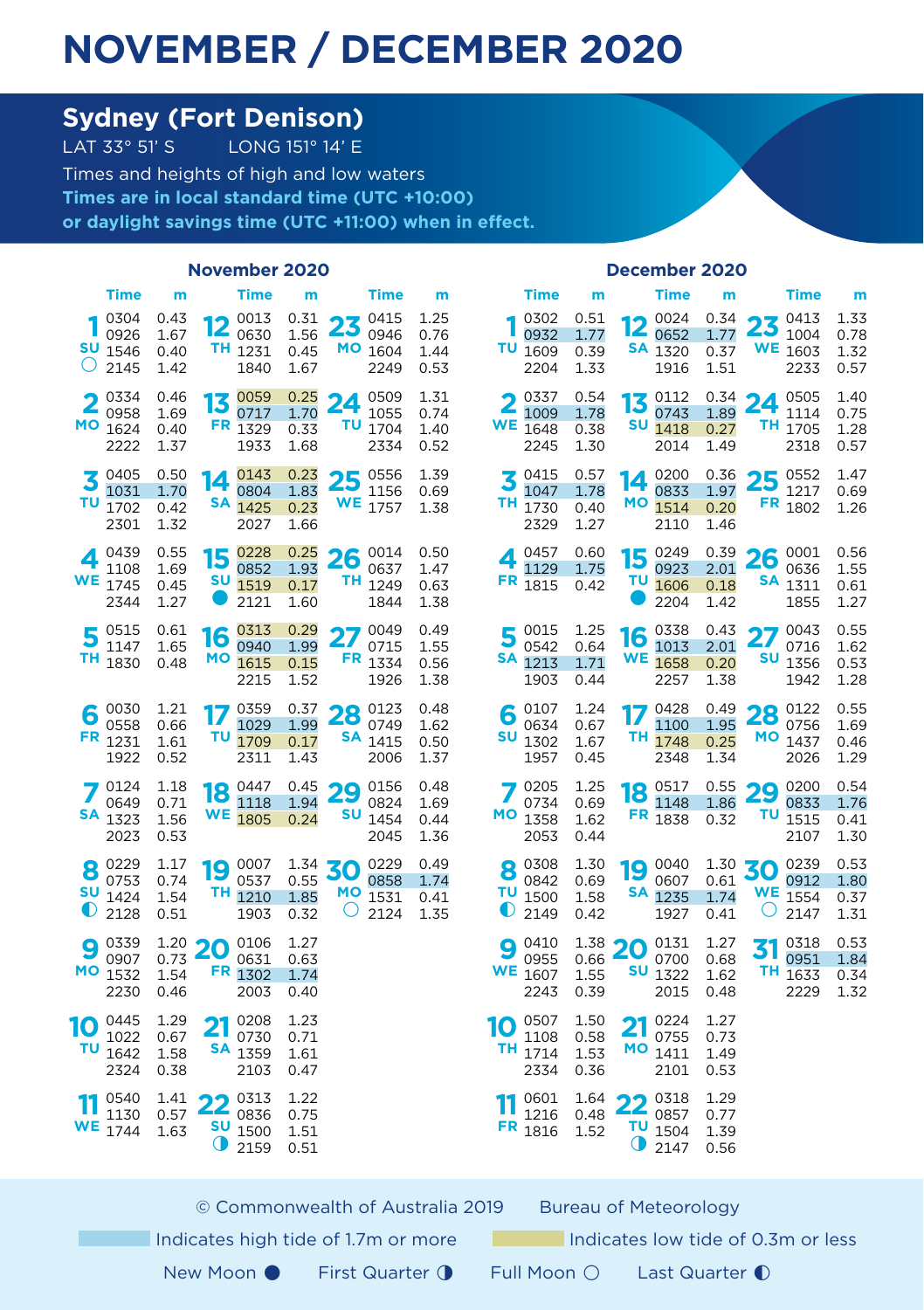# NOVEMBER / DECEMBER 2020

## Sydney (Fort Denison)

LAT 33° 51' S LONG 151° 14' E

Times and heights of high and low waters

**Times are in local standard time (UTC +10:00) or daylight savings time (UTC +11:00) when in effect.**

### November 2020

| Day | Time | m | Day | Time | m | Day | Time | m |
|---|---|---|---|---|---|---|---|---|
| 1 SU ○ | 0304<br>0926<br>1546<br>2145 | 0.43<br>1.67<br>0.40<br>1.42 | 12 TH | 0013<br>0630<br>1231<br>1840 | 0.31<br>1.56<br>0.45<br>1.67 | 23 MO | 0415<br>0946<br>1604<br>2249 | 1.25<br>0.76<br>1.44<br>0.53 |
| 2 MO | 0334<br>0958<br>1624<br>2222 | 0.46<br>1.69<br>0.40<br>1.37 | 13 FR | 0059<br>0717<br>1329<br>1933 | 0.25<br>1.70<br>0.33<br>1.68 | 24 TU | 0509<br>1055<br>1704<br>2334 | 1.31<br>0.74<br>1.40<br>0.52 |
| 3 TU | 0405<br>1031<br>1702<br>2301 | 0.50<br>1.70<br>0.42<br>1.32 | 14 SA | 0143<br>0804<br>1425<br>2027 | 0.23<br>1.83<br>0.23<br>1.66 | 25 WE | 0556<br>1156<br>1757 | 1.39<br>0.69<br>1.38 |
| 4 WE | 0439<br>1108<br>1745<br>2344 | 0.55<br>1.69<br>0.45<br>1.27 | 15 SU ● | 0228<br>0852<br>1519<br>2121 | 0.25<br>1.93<br>0.17<br>1.60 | 26 TH | 0014<br>0637<br>1249<br>1844 | 0.50<br>1.47<br>0.63<br>1.38 |
| 5 TH | 0515<br>1147<br>1830 | 0.61<br>1.65<br>0.48 | 16 MO | 0313<br>0940<br>1615<br>2215 | 0.29<br>1.99<br>0.15<br>1.52 | 27 FR | 0049<br>0715<br>1334<br>1926 | 0.49<br>1.55<br>0.56<br>1.38 |
| 6 FR | 0030<br>0558<br>1231<br>1922 | 1.21<br>0.66<br>1.61<br>0.52 | 17 TU | 0359<br>1029<br>1709<br>2311 | 0.37<br>1.99<br>0.17<br>1.43 | 28 SA | 0123<br>0749<br>1415<br>2006 | 0.48<br>1.62<br>0.50<br>1.37 |
| 7 SA | 0124<br>0649<br>1323<br>2023 | 1.18<br>0.71<br>1.56<br>0.53 | 18 WE | 0447<br>1118<br>1805 | 0.45<br>1.94<br>0.24 | 29 SU | 0156<br>0824<br>1454<br>2045 | 0.48<br>1.69<br>0.44<br>1.36 |
| 8 SU ◐ | 0229<br>0753<br>1424<br>2128 | 1.17<br>0.74<br>1.54<br>0.51 | 19 TH | 0007<br>0537<br>1210<br>1903 | 1.34<br>0.55<br>1.85<br>0.32 | 30 MO ○ | 0229<br>0858<br>1531<br>2124 | 0.49<br>1.74<br>0.41<br>1.35 |
| 9 MO | 0339<br>0907<br>1532<br>2230 | 1.20<br>0.73<br>1.54<br>0.46 | 20 FR | 0106<br>0631<br>1302<br>2003 | 1.27<br>0.63<br>1.74<br>0.40 | | | |
| 10 TU | 0445<br>1022<br>1642<br>2324 | 1.29<br>0.67<br>1.58<br>0.38 | 21 SA | 0208<br>0730<br>1359<br>2103 | 1.23<br>0.71<br>1.61<br>0.47 | | | |
| 11 WE | 0540<br>1130<br>1744 | 1.41<br>0.57<br>1.63 | 22 SU ◑ | 0313<br>0836<br>1500<br>2159 | 1.22<br>0.75<br>1.51<br>0.51 | | | |

### December 2020

| Day | Time | m | Day | Time | m | Day | Time | m |
|---|---|---|---|---|---|---|---|---|
| 1 TU | 0302<br>0932<br>1609<br>2204 | 0.51<br>1.77<br>0.39<br>1.33 | 12 SA | 0024<br>0652<br>1320<br>1916 | 0.34<br>1.77<br>0.37<br>1.51 | 23 WE | 0413<br>1004<br>1603<br>2233 | 1.33<br>0.78<br>1.32<br>0.57 |
| 2 WE | 0337<br>1009<br>1648<br>2245 | 0.54<br>1.78<br>0.38<br>1.30 | 13 SU | 0112<br>0743<br>1418<br>2014 | 0.34<br>1.89<br>0.27<br>1.49 | 24 TH | 0505<br>1114<br>1705<br>2318 | 1.40<br>0.75<br>1.28<br>0.57 |
| 3 TH | 0415<br>1047<br>1730<br>2329 | 0.57<br>1.78<br>0.40<br>1.27 | 14 MO | 0200<br>0833<br>1514<br>2110 | 0.36<br>1.97<br>0.20<br>1.46 | 25 FR | 0552<br>1217<br>1802 | 1.47<br>0.69<br>1.26 |
| 4 FR | 0457<br>1129<br>1815 | 0.60<br>1.75<br>0.42 | 15 TU ● | 0249<br>0923<br>1606<br>2204 | 0.39<br>2.01<br>0.18<br>1.42 | 26 SA | 0001<br>0636<br>1311<br>1855 | 0.56<br>1.55<br>0.61<br>1.27 |
| 5 SA | 0015<br>0542<br>1213<br>1903 | 1.25<br>0.64<br>1.71<br>0.44 | 16 WE | 0338<br>1013<br>1658<br>2257 | 0.43<br>2.01<br>0.20<br>1.38 | 27 SU | 0043<br>0716<br>1356<br>1942 | 0.55<br>1.62<br>0.53<br>1.28 |
| 6 SU | 0107<br>0634<br>1302<br>1957 | 1.24<br>0.67<br>1.67<br>0.45 | 17 TH | 0428<br>1100<br>1748<br>2348 | 0.49<br>1.95<br>0.25<br>1.34 | 28 MO | 0122<br>0756<br>1437<br>2026 | 0.55<br>1.69<br>0.46<br>1.29 |
| 7 MO | 0205<br>0734<br>1358<br>2053 | 1.25<br>0.69<br>1.62<br>0.44 | 18 FR | 0517<br>1148<br>1838 | 0.55<br>1.86<br>0.32 | 29 TU | 0200<br>0833<br>1515<br>2107 | 0.54<br>1.76<br>0.41<br>1.30 |
| 8 TU ◐ | 0308<br>0842<br>1500<br>2149 | 1.30<br>0.69<br>1.58<br>0.42 | 19 SA | 0040<br>0607<br>1235<br>1927 | 1.30<br>0.61<br>1.74<br>0.41 | 30 WE ○ | 0239<br>0912<br>1554<br>2147 | 0.53<br>1.80<br>0.37<br>1.31 |
| 9 WE | 0410<br>0955<br>1607<br>2243 | 1.38<br>0.66<br>1.55<br>0.39 | 20 SU | 0131<br>0700<br>1322<br>2015 | 1.27<br>0.68<br>1.62<br>0.48 | 31 TH | 0318<br>0951<br>1633<br>2229 | 0.53<br>1.84<br>0.34<br>1.32 |
| 10 TH | 0507<br>1108<br>1714<br>2334 | 1.50<br>0.58<br>1.53<br>0.36 | 21 MO | 0224<br>0755<br>1411<br>2101 | 1.27<br>0.73<br>1.49<br>0.53 | | | |
| 11 FR | 0601<br>1216<br>1816 | 1.64<br>0.48<br>1.52 | 22 TU ◑ | 0318<br>0857<br>1504<br>2147 | 1.29<br>0.77<br>1.39<br>0.56 | | | |

© Commonwealth of Australia 2019 Bureau of Meteorology

Indicates high tide of 1.7m or more | Indicates low tide of 0.3m or less

New Moon ● First Quarter ◑ Full Moon ○ Last Quarter ◐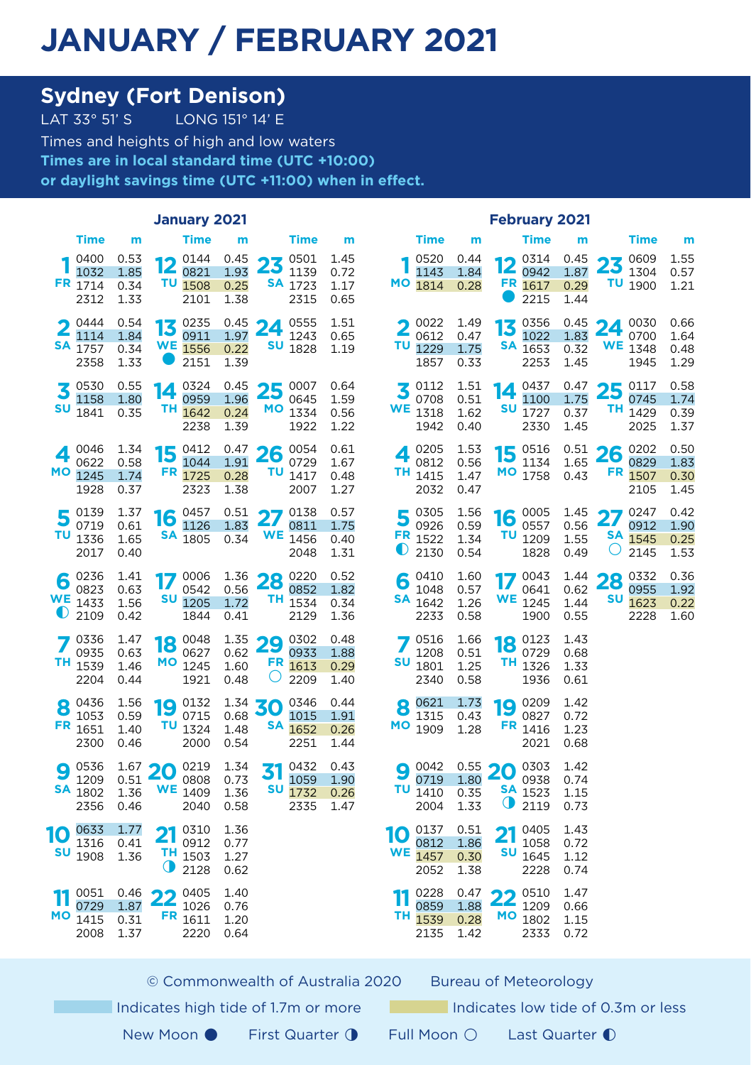# JANUARY / FEBRUARY 2021

## Sydney (Fort Denison)

LAT 33° 51' S LONG 151° 14' E

Times and heights of high and low waters

**Times are in local standard time (UTC +10:00) or daylight savings time (UTC +11:00) when in effect.**

### January 2021

| Date | Time | m | Date | Time | m | Date | Time | m |
|---|---|---|---|---|---|---|---|---|
| 1 FR | 0400 | 0.53 | 12 TU | 0144 | 0.45 | 23 SA | 0501 | 1.45 |
| | 1032 | 1.85 | | 0821 | 1.93 | | 1139 | 0.72 |
| | 1714 | 0.34 | | 1508 | 0.25 | | 1723 | 1.17 |
| | 2312 | 1.33 | | 2101 | 1.38 | | 2315 | 0.65 |
| 2 SA | 0444 | 0.54 | 13 WE ● | 0235 | 0.45 | 24 SU | 0555 | 1.51 |
| | 1114 | 1.84 | | 0911 | 1.97 | | 1243 | 0.65 |
| | 1757 | 0.34 | | 1556 | 0.22 | | 1828 | 1.19 |
| | 2358 | 1.33 | | 2151 | 1.39 | | | |
| 3 SU | 0530 | 0.55 | 14 TH | 0324 | 0.45 | 25 MO | 0007 | 0.64 |
| | 1158 | 1.80 | | 0959 | 1.96 | | 0645 | 1.59 |
| | 1841 | 0.35 | | 1642 | 0.24 | | 1334 | 0.56 |
| | | | | 2238 | 1.39 | | 1922 | 1.22 |
| 4 MO | 0046 | 1.34 | 15 FR | 0412 | 0.47 | 26 TU | 0054 | 0.61 |
| | 0622 | 0.58 | | 1044 | 1.91 | | 0729 | 1.67 |
| | 1245 | 1.74 | | 1725 | 0.28 | | 1417 | 0.48 |
| | 1928 | 0.37 | | 2323 | 1.38 | | 2007 | 1.27 |
| 5 TU | 0139 | 1.37 | 16 SA | 0457 | 0.51 | 27 WE | 0138 | 0.57 |
| | 0719 | 0.61 | | 1126 | 1.83 | | 0811 | 1.75 |
| | 1336 | 1.65 | | 1805 | 0.34 | | 1456 | 0.40 |
| | 2017 | 0.40 | | | | | 2048 | 1.31 |
| 6 WE ◐ | 0236 | 1.41 | 17 SU | 0006 | 1.36 | 28 TH | 0220 | 0.52 |
| | 0823 | 0.63 | | 0542 | 0.56 | | 0852 | 1.82 |
| | 1433 | 1.56 | | 1205 | 1.72 | | 1534 | 0.34 |
| | 2109 | 0.42 | | 1844 | 0.41 | | 2129 | 1.36 |
| 7 TH | 0336 | 1.47 | 18 MO | 0048 | 1.35 | 29 FR ○ | 0302 | 0.48 |
| | 0935 | 0.63 | | 0627 | 0.62 | | 0933 | 1.88 |
| | 1539 | 1.46 | | 1245 | 1.60 | | 1613 | 0.29 |
| | 2204 | 0.44 | | 1921 | 0.48 | | 2209 | 1.40 |
| 8 FR | 0436 | 1.56 | 19 TU | 0132 | 1.34 | 30 SA | 0346 | 0.44 |
| | 1053 | 0.59 | | 0715 | 0.68 | | 1015 | 1.91 |
| | 1651 | 1.40 | | 1324 | 1.48 | | 1652 | 0.26 |
| | 2300 | 0.46 | | 2000 | 0.54 | | 2251 | 1.44 |
| 9 SA | 0536 | 1.67 | 20 WE | 0219 | 1.34 | 31 SU | 0432 | 0.43 |
| | 1209 | 0.51 | | 0808 | 0.73 | | 1059 | 1.90 |
| | 1802 | 1.36 | | 1409 | 1.36 | | 1732 | 0.26 |
| | 2356 | 0.46 | | 2040 | 0.58 | | 2335 | 1.47 |
| 10 SU | 0633 | 1.77 | 21 TH ◑ | 0310 | 1.36 | | | |
| | 1316 | 0.41 | | 0912 | 0.77 | | | |
| | 1908 | 1.36 | | 1503 | 1.27 | | | |
| | | | | 2128 | 0.62 | | | |
| 11 MO | 0051 | 0.46 | 22 FR | 0405 | 1.40 | | | |
| | 0729 | 1.87 | | 1026 | 0.76 | | | |
| | 1415 | 0.31 | | 1611 | 1.20 | | | |
| | 2008 | 1.37 | | 2220 | 0.64 | | | |

### February 2021

| Date | Time | m | Date | Time | m | Date | Time | m |
|---|---|---|---|---|---|---|---|---|
| 1 MO | 0520 | 0.44 | 12 FR ● | 0314 | 0.45 | 23 TU | 0609 | 1.55 |
| | 1143 | 1.84 | | 0942 | 1.87 | | 1304 | 0.57 |
| | 1814 | 0.28 | | 1617 | 0.29 | | 1900 | 1.21 |
| | | | | 2215 | 1.44 | | | |
| 2 TU | 0022 | 1.49 | 13 SA | 0356 | 0.45 | 24 WE | 0030 | 0.66 |
| | 0612 | 0.47 | | 1022 | 1.83 | | 0700 | 1.64 |
| | 1229 | 1.75 | | 1653 | 0.32 | | 1348 | 0.48 |
| | 1857 | 0.33 | | 2253 | 1.45 | | 1945 | 1.29 |
| 3 WE | 0112 | 1.51 | 14 SU | 0437 | 0.47 | 25 TH | 0117 | 0.58 |
| | 0708 | 0.51 | | 1100 | 1.75 | | 0745 | 1.74 |
| | 1318 | 1.62 | | 1727 | 0.37 | | 1429 | 0.39 |
| | 1942 | 0.40 | | 2330 | 1.45 | | 2025 | 1.37 |
| 4 TH | 0205 | 1.53 | 15 MO | 0516 | 0.51 | 26 FR | 0202 | 0.50 |
| | 0812 | 0.56 | | 1134 | 1.65 | | 0829 | 1.83 |
| | 1415 | 1.47 | | 1758 | 0.43 | | 1507 | 0.30 |
| | 2032 | 0.47 | | | | | 2105 | 1.45 |
| 5 FR ◐ | 0305 | 1.56 | 16 TU | 0005 | 1.45 | 27 SA ○ | 0247 | 0.42 |
| | 0926 | 0.59 | | 0557 | 0.56 | | 0912 | 1.90 |
| | 1522 | 1.34 | | 1209 | 1.55 | | 1545 | 0.25 |
| | 2130 | 0.54 | | 1828 | 0.49 | | 2145 | 1.53 |
| 6 SA | 0410 | 1.60 | 17 WE | 0043 | 1.44 | 28 SU | 0332 | 0.36 |
| | 1048 | 0.57 | | 0641 | 0.62 | | 0955 | 1.92 |
| | 1642 | 1.26 | | 1245 | 1.44 | | 1623 | 0.22 |
| | 2233 | 0.58 | | 1900 | 0.55 | | 2228 | 1.60 |
| 7 SU | 0516 | 1.66 | 18 TH | 0123 | 1.43 | | | |
| | 1208 | 0.51 | | 0729 | 0.68 | | | |
| | 1801 | 1.25 | | 1326 | 1.33 | | | |
| | 2340 | 0.58 | | 1936 | 0.61 | | | |
| 8 MO | 0621 | 1.73 | 19 FR | 0209 | 1.42 | | | |
| | 1315 | 0.43 | | 0827 | 0.72 | | | |
| | 1909 | 1.28 | | 1416 | 1.23 | | | |
| | | | | 2021 | 0.68 | | | |
| 9 TU | 0042 | 0.55 | 20 SA ◑ | 0303 | 1.42 | | | |
| | 0719 | 1.80 | | 0938 | 0.74 | | | |
| | 1410 | 0.35 | | 1523 | 1.15 | | | |
| | 2004 | 1.33 | | 2119 | 0.73 | | | |
| 10 WE | 0137 | 0.51 | 21 SU | 0405 | 1.43 | | | |
| | 0812 | 1.86 | | 1058 | 0.72 | | | |
| | 1457 | 0.30 | | 1645 | 1.12 | | | |
| | 2052 | 1.38 | | 2228 | 0.74 | | | |
| 11 TH | 0228 | 0.47 | 22 MO | 0510 | 1.47 | | | |
| | 0859 | 1.88 | | 1209 | 0.66 | | | |
| | 1539 | 0.28 | | 1802 | 1.15 | | | |
| | 2135 | 1.42 | | 2333 | 0.72 | | | |

© Commonwealth of Australia 2020 Bureau of Meteorology

Indicates high tide of 1.7m or more | Indicates low tide of 0.3m or less

New Moon ● First Quarter ◑ Full Moon ○ Last Quarter ◐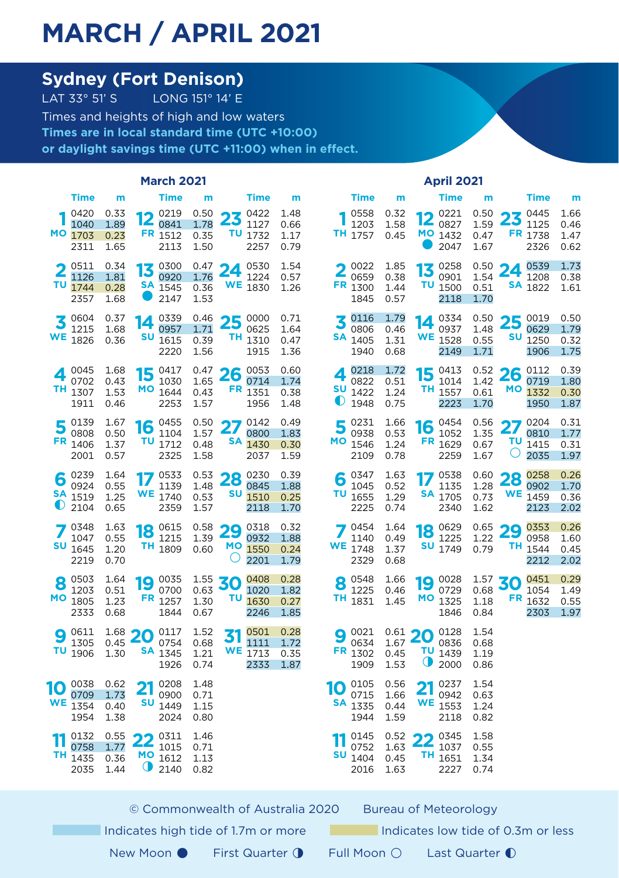# MARCH / APRIL 2021

## Sydney (Fort Denison)

LAT 33° 51' S LONG 151° 14' E

Times and heights of high and low waters

**Times are in local standard time (UTC +10:00) or daylight savings time (UTC +11:00) when in effect.**

### March 2021

| Day | Time | m |
|---|---|---|
| 1 MO | 0420 | 0.33 |
| | 1040 | 1.89 |
| | 1703 | 0.23 |
| | 2311 | 1.65 |
| 2 TU | 0511 | 0.34 |
| | 1126 | 1.81 |
| | 1744 | 0.28 |
| | 2357 | 1.68 |
| 3 WE | 0604 | 0.37 |
| | 1215 | 1.68 |
| | 1826 | 0.36 |
| 4 TH | 0045 | 1.68 |
| | 0702 | 0.43 |
| | 1307 | 1.53 |
| | 1911 | 0.46 |
| 5 FR | 0139 | 1.67 |
| | 0808 | 0.50 |
| | 1406 | 1.37 |
| | 2001 | 0.57 |
| 6 SA ◐ | 0239 | 1.64 |
| | 0924 | 0.55 |
| | 1519 | 1.25 |
| | 2104 | 0.65 |
| 7 SU | 0348 | 1.63 |
| | 1047 | 0.55 |
| | 1645 | 1.20 |
| | 2219 | 0.70 |
| 8 MO | 0503 | 1.64 |
| | 1203 | 0.51 |
| | 1805 | 1.23 |
| | 2333 | 0.68 |
| 9 TU | 0611 | 1.68 |
| | 1305 | 0.45 |
| | 1906 | 1.30 |
| 10 WE | 0038 | 0.62 |
| | 0709 | 1.73 |
| | 1354 | 0.40 |
| | 1954 | 1.38 |
| 11 TH | 0132 | 0.55 |
| | 0758 | 1.77 |
| | 1435 | 0.36 |
| | 2035 | 1.44 |
| 12 FR | 0219 | 0.50 |
| | 0841 | 1.78 |
| | 1512 | 0.35 |
| | 2113 | 1.50 |
| 13 SA ● | 0300 | 0.47 |
| | 0920 | 1.76 |
| | 1545 | 0.36 |
| | 2147 | 1.53 |
| 14 SU | 0339 | 0.46 |
| | 0957 | 1.71 |
| | 1615 | 0.39 |
| | 2220 | 1.56 |
| 15 MO | 0417 | 0.47 |
| | 1030 | 1.65 |
| | 1644 | 0.43 |
| | 2253 | 1.57 |
| 16 TU | 0455 | 0.50 |
| | 1104 | 1.57 |
| | 1712 | 0.48 |
| | 2325 | 1.58 |
| 17 WE | 0533 | 0.53 |
| | 1139 | 1.48 |
| | 1740 | 0.53 |
| | 2359 | 1.57 |
| 18 TH | 0615 | 0.58 |
| | 1215 | 1.39 |
| | 1809 | 0.60 |
| 19 FR | 0035 | 1.55 |
| | 0700 | 0.63 |
| | 1257 | 1.30 |
| | 1844 | 0.67 |
| 20 SA | 0117 | 1.52 |
| | 0754 | 0.68 |
| | 1345 | 1.21 |
| | 1926 | 0.74 |
| 21 SU | 0208 | 1.48 |
| | 0900 | 0.71 |
| | 1449 | 1.15 |
| | 2024 | 0.80 |
| 22 MO ◑ | 0311 | 1.46 |
| | 1015 | 0.71 |
| | 1612 | 1.13 |
| | 2140 | 0.82 |
| 23 TU | 0422 | 1.48 |
| | 1127 | 0.66 |
| | 1732 | 1.17 |
| | 2257 | 0.79 |
| 24 WE | 0530 | 1.54 |
| | 1224 | 0.57 |
| | 1830 | 1.26 |
| 25 TH | 0000 | 0.71 |
| | 0625 | 1.64 |
| | 1310 | 0.47 |
| | 1915 | 1.36 |
| 26 FR | 0053 | 0.60 |
| | 0714 | 1.74 |
| | 1351 | 0.38 |
| | 1956 | 1.48 |
| 27 SA | 0142 | 0.49 |
| | 0800 | 1.83 |
| | 1430 | 0.30 |
| | 2037 | 1.59 |
| 28 SU | 0230 | 0.39 |
| | 0845 | 1.88 |
| | 1510 | 0.25 |
| | 2118 | 1.70 |
| 29 MO ○ | 0318 | 0.32 |
| | 0932 | 1.88 |
| | 1550 | 0.24 |
| | 2201 | 1.79 |
| 30 TU | 0408 | 0.28 |
| | 1020 | 1.82 |
| | 1630 | 0.27 |
| | 2246 | 1.85 |
| 31 WE | 0501 | 0.28 |
| | 1111 | 1.72 |
| | 1713 | 0.35 |
| | 2333 | 1.87 |

### April 2021

| Day | Time | m |
|---|---|---|
| 1 TH | 0558 | 0.32 |
| | 1203 | 1.58 |
| | 1757 | 0.45 |
| 2 FR | 0022 | 1.85 |
| | 0659 | 0.38 |
| | 1300 | 1.44 |
| | 1845 | 0.57 |
| 3 SA | 0116 | 1.79 |
| | 0806 | 0.46 |
| | 1405 | 1.31 |
| | 1940 | 0.68 |
| 4 SU ◐ | 0218 | 1.72 |
| | 0822 | 0.51 |
| | 1422 | 1.24 |
| | 1948 | 0.75 |
| 5 MO | 0231 | 1.66 |
| | 0938 | 0.53 |
| | 1546 | 1.24 |
| | 2109 | 0.78 |
| 6 TU | 0347 | 1.63 |
| | 1045 | 0.52 |
| | 1655 | 1.29 |
| | 2225 | 0.74 |
| 7 WE | 0454 | 1.64 |
| | 1140 | 0.49 |
| | 1748 | 1.37 |
| | 2329 | 0.68 |
| 8 TH | 0548 | 1.66 |
| | 1225 | 0.46 |
| | 1831 | 1.45 |
| 9 FR | 0021 | 0.61 |
| | 0634 | 1.67 |
| | 1302 | 0.45 |
| | 1909 | 1.53 |
| 10 SA | 0105 | 0.56 |
| | 0715 | 1.66 |
| | 1335 | 0.44 |
| | 1944 | 1.59 |
| 11 SU | 0145 | 0.52 |
| | 0752 | 1.63 |
| | 1404 | 0.45 |
| | 2016 | 1.63 |
| 12 MO ● | 0221 | 0.50 |
| | 0827 | 1.59 |
| | 1432 | 0.47 |
| | 2047 | 1.67 |
| 13 TU | 0258 | 0.50 |
| | 0901 | 1.54 |
| | 1500 | 0.51 |
| | 2118 | 1.70 |
| 14 WE | 0334 | 0.50 |
| | 0937 | 1.48 |
| | 1528 | 0.55 |
| | 2149 | 1.71 |
| 15 TH | 0413 | 0.52 |
| | 1014 | 1.42 |
| | 1557 | 0.61 |
| | 2223 | 1.70 |
| 16 FR | 0454 | 0.56 |
| | 1052 | 1.35 |
| | 1629 | 0.67 |
| | 2259 | 1.67 |
| 17 SA | 0538 | 0.60 |
| | 1135 | 1.28 |
| | 1705 | 0.73 |
| | 2340 | 1.62 |
| 18 SU | 0629 | 0.65 |
| | 1225 | 1.22 |
| | 1749 | 0.79 |
| 19 MO | 0028 | 1.57 |
| | 0729 | 0.68 |
| | 1325 | 1.18 |
| | 1846 | 0.84 |
| 20 TU ◑ | 0128 | 1.54 |
| | 0836 | 0.68 |
| | 1439 | 1.19 |
| | 2000 | 0.86 |
| 21 WE | 0237 | 1.54 |
| | 0942 | 0.63 |
| | 1553 | 1.24 |
| | 2118 | 0.82 |
| 22 TH | 0345 | 1.58 |
| | 1037 | 0.55 |
| | 1651 | 1.34 |
| | 2227 | 0.74 |
| 23 FR | 0445 | 1.66 |
| | 1125 | 0.46 |
| | 1738 | 1.47 |
| | 2326 | 0.62 |
| 24 SA | 0539 | 1.73 |
| | 1208 | 0.38 |
| | 1822 | 1.61 |
| 25 SU | 0019 | 0.50 |
| | 0629 | 1.79 |
| | 1250 | 0.32 |
| | 1906 | 1.75 |
| 26 MO | 0112 | 0.39 |
| | 0719 | 1.80 |
| | 1332 | 0.30 |
| | 1950 | 1.87 |
| 27 TU ○ | 0204 | 0.31 |
| | 0810 | 1.77 |
| | 1415 | 0.31 |
| | 2035 | 1.97 |
| 28 WE | 0258 | 0.26 |
| | 0902 | 1.70 |
| | 1459 | 0.36 |
| | 2123 | 2.02 |
| 29 TH | 0353 | 0.26 |
| | 0958 | 1.60 |
| | 1544 | 0.45 |
| | 2212 | 2.02 |
| 30 FR | 0451 | 0.29 |
| | 1054 | 1.49 |
| | 1632 | 0.55 |
| | 2303 | 1.97 |

© Commonwealth of Australia 2020 Bureau of Meteorology

Indicates high tide of 1.7m or more | Indicates low tide of 0.3m or less

New Moon ● First Quarter ◑ Full Moon ○ Last Quarter ◐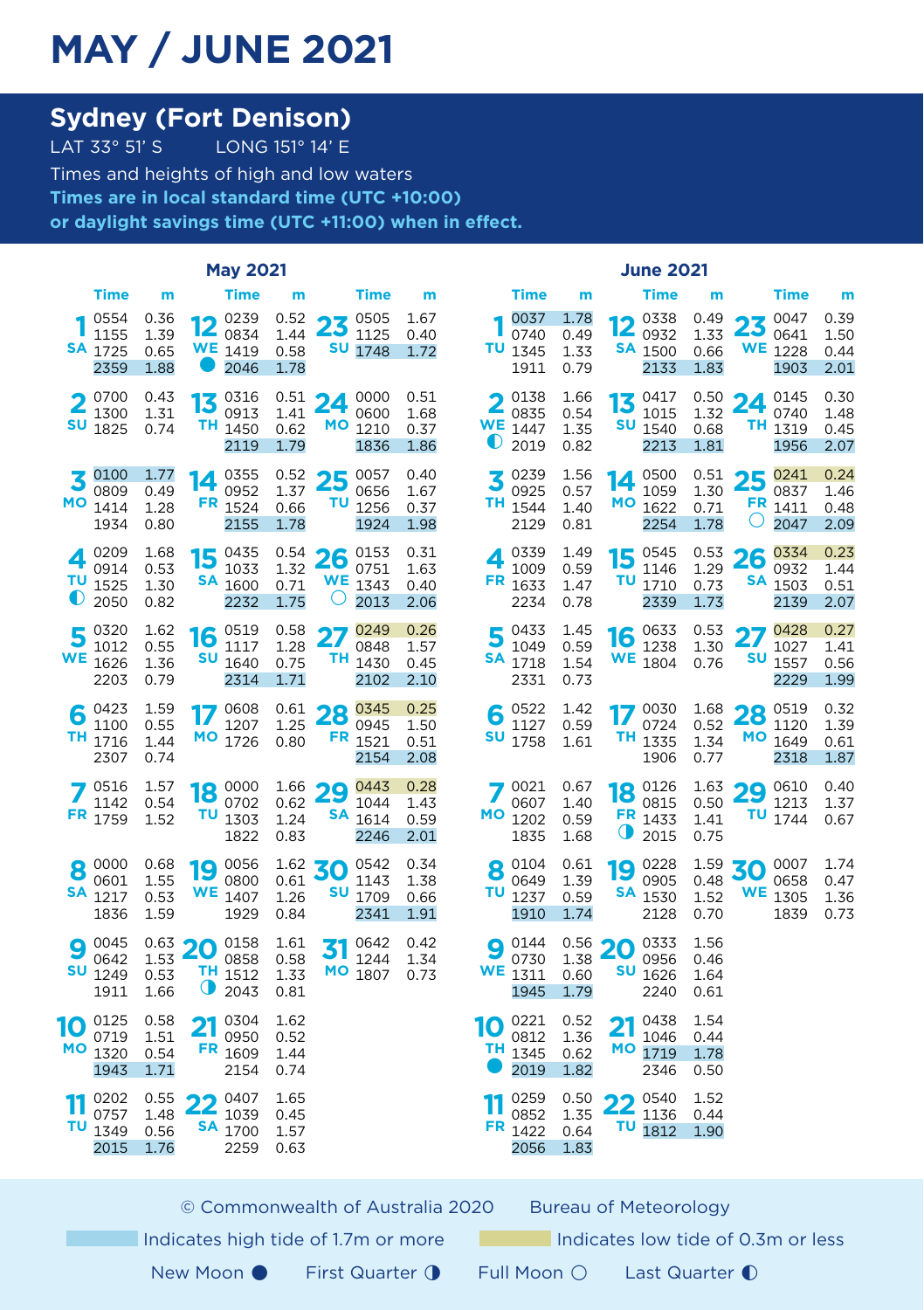# MAY / JUNE 2021

## Sydney (Fort Denison)

LAT 33° 51' S LONG 151° 14' E

Times and heights of high and low waters

**Times are in local standard time (UTC +10:00) or daylight savings time (UTC +11:00) when in effect.**

### May 2021

| Day | Time | m |
|---|---|---|
| 1 SA | 0554 | 0.36 |
| | 1155 | 1.39 |
| | 1725 | 0.65 |
| | 2359 | 1.88 |
| 2 SU | 0700 | 0.43 |
| | 1300 | 1.31 |
| | 1825 | 0.74 |
| 3 MO | 0100 | 1.77 |
| | 0809 | 0.49 |
| | 1414 | 1.28 |
| | 1934 | 0.80 |
| 4 TU ◐ | 0209 | 1.68 |
| | 0914 | 0.53 |
| | 1525 | 1.30 |
| | 2050 | 0.82 |
| 5 WE | 0320 | 1.62 |
| | 1012 | 0.55 |
| | 1626 | 1.36 |
| | 2203 | 0.79 |
| 6 TH | 0423 | 1.59 |
| | 1100 | 0.55 |
| | 1716 | 1.44 |
| | 2307 | 0.74 |
| 7 FR | 0516 | 1.57 |
| | 1142 | 0.54 |
| | 1759 | 1.52 |
| 8 SA | 0000 | 0.68 |
| | 0601 | 1.55 |
| | 1217 | 0.53 |
| | 1836 | 1.59 |
| 9 SU | 0045 | 0.63 |
| | 0642 | 1.53 |
| | 1249 | 0.53 |
| | 1911 | 1.66 |
| 10 MO | 0125 | 0.58 |
| | 0719 | 1.51 |
| | 1320 | 0.54 |
| | 1943 | 1.71 |
| 11 TU | 0202 | 0.55 |
| | 0757 | 1.48 |
| | 1349 | 0.56 |
| | 2015 | 1.76 |
| 12 WE ● | 0239 | 0.52 |
| | 0834 | 1.44 |
| | 1419 | 0.58 |
| | 2046 | 1.78 |
| 13 TH | 0316 | 0.51 |
| | 0913 | 1.41 |
| | 1450 | 0.62 |
| | 2119 | 1.79 |
| 14 FR | 0355 | 0.52 |
| | 0952 | 1.37 |
| | 1524 | 0.66 |
| | 2155 | 1.78 |
| 15 SA | 0435 | 0.54 |
| | 1033 | 1.32 |
| | 1600 | 0.71 |
| | 2232 | 1.75 |
| 16 SU | 0519 | 0.58 |
| | 1117 | 1.28 |
| | 1640 | 0.75 |
| | 2314 | 1.71 |
| 17 MO | 0608 | 0.61 |
| | 1207 | 1.25 |
| | 1726 | 0.80 |
| 18 TU | 0000 | 1.66 |
| | 0702 | 0.62 |
| | 1303 | 1.24 |
| | 1822 | 0.83 |
| 19 WE | 0056 | 1.62 |
| | 0800 | 0.61 |
| | 1407 | 1.26 |
| | 1929 | 0.84 |
| 20 TH ◑ | 0158 | 1.61 |
| | 0858 | 0.58 |
| | 1512 | 1.33 |
| | 2043 | 0.81 |
| 21 FR | 0304 | 1.62 |
| | 0950 | 0.52 |
| | 1609 | 1.44 |
| | 2154 | 0.74 |
| 22 SA | 0407 | 1.65 |
| | 1039 | 0.45 |
| | 1700 | 1.57 |
| | 2259 | 0.63 |
| 23 SU | 0505 | 1.67 |
| | 1125 | 0.40 |
| | 1748 | 1.72 |
| 24 MO | 0000 | 0.51 |
| | 0600 | 1.68 |
| | 1210 | 0.37 |
| | 1836 | 1.86 |
| 25 TU | 0057 | 0.40 |
| | 0656 | 1.67 |
| | 1256 | 0.37 |
| | 1924 | 1.98 |
| 26 WE ○ | 0153 | 0.31 |
| | 0751 | 1.63 |
| | 1343 | 0.40 |
| | 2013 | 2.06 |
| 27 TH | 0249 | 0.26 |
| | 0848 | 1.57 |
| | 1430 | 0.45 |
| | 2102 | 2.10 |
| 28 FR | 0345 | 0.25 |
| | 0945 | 1.50 |
| | 1521 | 0.51 |
| | 2154 | 2.08 |
| 29 SA | 0443 | 0.28 |
| | 1044 | 1.43 |
| | 1614 | 0.59 |
| | 2246 | 2.01 |
| 30 SU | 0542 | 0.34 |
| | 1143 | 1.38 |
| | 1709 | 0.66 |
| | 2341 | 1.91 |
| 31 MO | 0642 | 0.42 |
| | 1244 | 1.34 |
| | 1807 | 0.73 |

### June 2021

| Day | Time | m |
|---|---|---|
| 1 TU | 0037 | 1.78 |
| | 0740 | 0.49 |
| | 1345 | 1.33 |
| | 1911 | 0.79 |
| 2 WE ◐ | 0138 | 1.66 |
| | 0835 | 0.54 |
| | 1447 | 1.35 |
| | 2019 | 0.82 |
| 3 TH | 0239 | 1.56 |
| | 0925 | 0.57 |
| | 1544 | 1.40 |
| | 2129 | 0.81 |
| 4 FR | 0339 | 1.49 |
| | 1009 | 0.59 |
| | 1633 | 1.47 |
| | 2234 | 0.78 |
| 5 SA | 0433 | 1.45 |
| | 1049 | 0.59 |
| | 1718 | 1.54 |
| | 2331 | 0.73 |
| 6 SU | 0522 | 1.42 |
| | 1127 | 0.59 |
| | 1758 | 1.61 |
| 7 MO | 0021 | 0.67 |
| | 0607 | 1.40 |
| | 1202 | 0.59 |
| | 1835 | 1.68 |
| 8 TU | 0104 | 0.61 |
| | 0649 | 1.39 |
| | 1237 | 0.59 |
| | 1910 | 1.74 |
| 9 WE | 0144 | 0.56 |
| | 0730 | 1.38 |
| | 1311 | 0.60 |
| | 1945 | 1.79 |
| 10 TH ● | 0221 | 0.52 |
| | 0812 | 1.36 |
| | 1345 | 0.62 |
| | 2019 | 1.82 |
| 11 FR | 0259 | 0.50 |
| | 0852 | 1.35 |
| | 1422 | 0.64 |
| | 2056 | 1.83 |
| 12 SA | 0338 | 0.49 |
| | 0932 | 1.33 |
| | 1500 | 0.66 |
| | 2133 | 1.83 |
| 13 SU | 0417 | 0.50 |
| | 1015 | 1.32 |
| | 1540 | 0.68 |
| | 2213 | 1.81 |
| 14 MO | 0500 | 0.51 |
| | 1059 | 1.30 |
| | 1622 | 0.71 |
| | 2254 | 1.78 |
| 15 TU | 0545 | 0.53 |
| | 1146 | 1.29 |
| | 1710 | 0.73 |
| | 2339 | 1.73 |
| 16 WE | 0633 | 0.53 |
| | 1238 | 1.30 |
| | 1804 | 0.76 |
| 17 TH | 0030 | 1.68 |
| | 0724 | 0.52 |
| | 1335 | 1.34 |
| | 1906 | 0.77 |
| 18 FR ◑ | 0126 | 1.63 |
| | 0815 | 0.50 |
| | 1433 | 1.41 |
| | 2015 | 0.75 |
| 19 SA | 0228 | 1.59 |
| | 0905 | 0.48 |
| | 1530 | 1.52 |
| | 2128 | 0.70 |
| 20 SU | 0333 | 1.56 |
| | 0956 | 0.46 |
| | 1626 | 1.64 |
| | 2240 | 0.61 |
| 21 MO | 0438 | 1.54 |
| | 1046 | 0.44 |
| | 1719 | 1.78 |
| | 2346 | 0.50 |
| 22 TU | 0540 | 1.52 |
| | 1136 | 0.44 |
| | 1812 | 1.90 |
| 23 WE | 0047 | 0.39 |
| | 0641 | 1.50 |
| | 1228 | 0.44 |
| | 1903 | 2.01 |
| 24 TH | 0145 | 0.30 |
| | 0740 | 1.48 |
| | 1319 | 0.45 |
| | 1956 | 2.07 |
| 25 FR ○ | 0241 | 0.24 |
| | 0837 | 1.46 |
| | 1411 | 0.48 |
| | 2047 | 2.09 |
| 26 SA | 0334 | 0.23 |
| | 0932 | 1.44 |
| | 1503 | 0.51 |
| | 2139 | 2.07 |
| 27 SU | 0428 | 0.27 |
| | 1027 | 1.41 |
| | 1557 | 0.56 |
| | 2229 | 1.99 |
| 28 MO | 0519 | 0.32 |
| | 1120 | 1.39 |
| | 1649 | 0.61 |
| | 2318 | 1.87 |
| 29 TU | 0610 | 0.40 |
| | 1213 | 1.37 |
| | 1744 | 0.67 |
| 30 WE | 0007 | 1.74 |
| | 0658 | 0.47 |
| | 1305 | 1.36 |
| | 1839 | 0.73 |

© Commonwealth of Australia 2020 Bureau of Meteorology

Indicates high tide of 1.7m or more | Indicates low tide of 0.3m or less

New Moon ● First Quarter ◑ Full Moon ○ Last Quarter ◐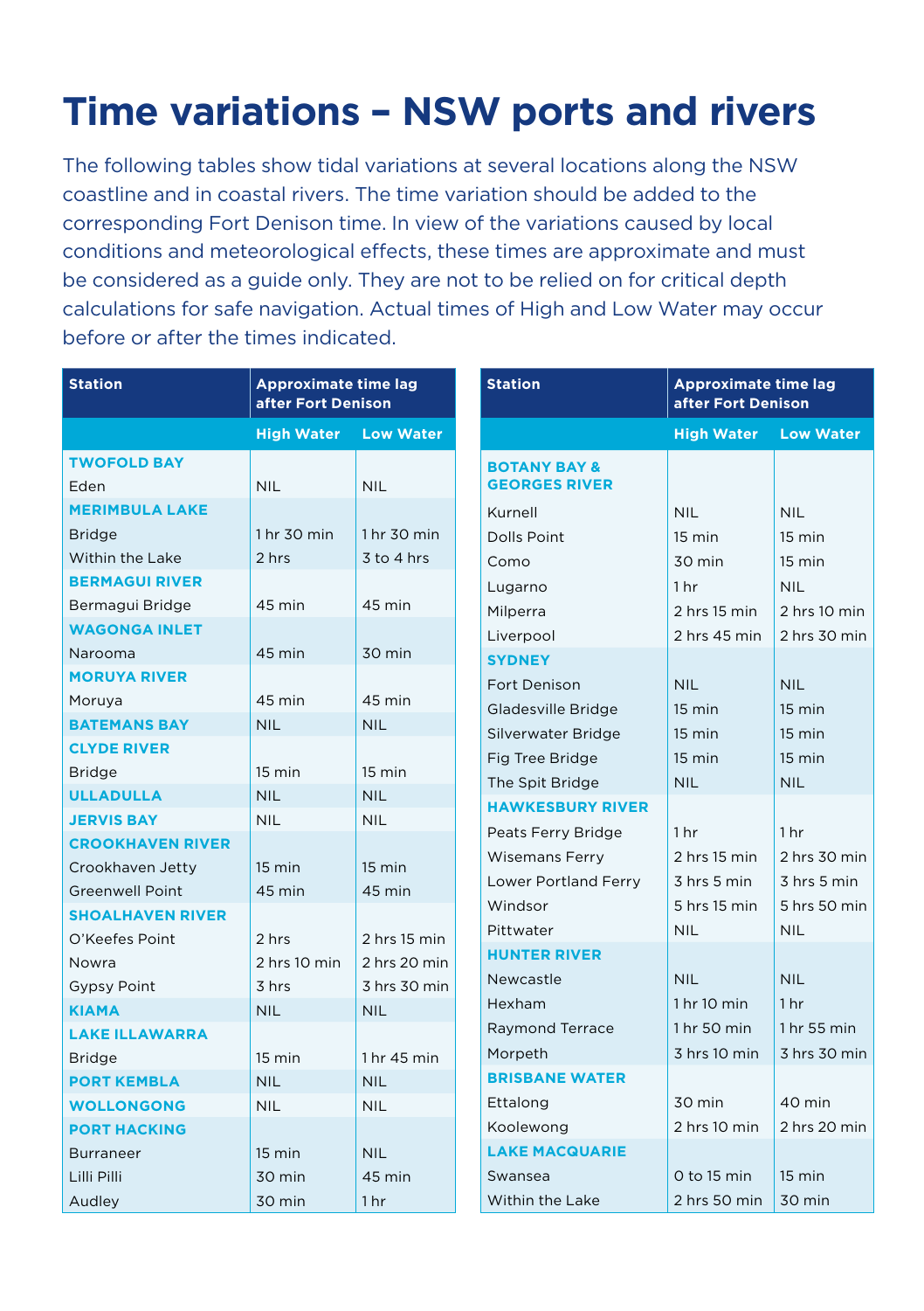# Time variations – NSW ports and rivers

The following tables show tidal variations at several locations along the NSW coastline and in coastal rivers. The time variation should be added to the corresponding Fort Denison time. In view of the variations caused by local conditions and meteorological effects, these times are approximate and must be considered as a guide only. They are not to be relied on for critical depth calculations for safe navigation. Actual times of High and Low Water may occur before or after the times indicated.

| Station | Approximate time lag after Fort Denison | |
|---|---|---|
| | **High Water** | **Low Water** |
| **TWOFOLD BAY** | | |
| Eden | NIL | NIL |
| **MERIMBULA LAKE** | | |
| Bridge | 1 hr 30 min | 1 hr 30 min |
| Within the Lake | 2 hrs | 3 to 4 hrs |
| **BERMAGUI RIVER** | | |
| Bermagui Bridge | 45 min | 45 min |
| **WAGONGA INLET** | | |
| Narooma | 45 min | 30 min |
| **MORUYA RIVER** | | |
| Moruya | 45 min | 45 min |
| **BATEMANS BAY** | NIL | NIL |
| **CLYDE RIVER** | | |
| Bridge | 15 min | 15 min |
| **ULLADULLA** | NIL | NIL |
| **JERVIS BAY** | NIL | NIL |
| **CROOKHAVEN RIVER** | | |
| Crookhaven Jetty | 15 min | 15 min |
| Greenwell Point | 45 min | 45 min |
| **SHOALHAVEN RIVER** | | |
| O'Keefes Point | 2 hrs | 2 hrs 15 min |
| Nowra | 2 hrs 10 min | 2 hrs 20 min |
| Gypsy Point | 3 hrs | 3 hrs 30 min |
| **KIAMA** | NIL | NIL |
| **LAKE ILLAWARRA** | | |
| Bridge | 15 min | 1 hr 45 min |
| **PORT KEMBLA** | NIL | NIL |
| **WOLLONGONG** | NIL | NIL |
| **PORT HACKING** | | |
| Burraneer | 15 min | NIL |
| Lilli Pilli | 30 min | 45 min |
| Audley | 30 min | 1 hr |

| Station | Approximate time lag after Fort Denison | |
|---|---|---|
| | **High Water** | **Low Water** |
| **BOTANY BAY & GEORGES RIVER** | | |
| Kurnell | NIL | NIL |
| Dolls Point | 15 min | 15 min |
| Como | 30 min | 15 min |
| Lugarno | 1 hr | NIL |
| Milperra | 2 hrs 15 min | 2 hrs 10 min |
| Liverpool | 2 hrs 45 min | 2 hrs 30 min |
| **SYDNEY** | | |
| Fort Denison | NIL | NIL |
| Gladesville Bridge | 15 min | 15 min |
| Silverwater Bridge | 15 min | 15 min |
| Fig Tree Bridge | 15 min | 15 min |
| The Spit Bridge | NIL | NIL |
| **HAWKESBURY RIVER** | | |
| Peats Ferry Bridge | 1 hr | 1 hr |
| Wisemans Ferry | 2 hrs 15 min | 2 hrs 30 min |
| Lower Portland Ferry | 3 hrs 5 min | 3 hrs 5 min |
| Windsor | 5 hrs 15 min | 5 hrs 50 min |
| Pittwater | NIL | NIL |
| **HUNTER RIVER** | | |
| Newcastle | NIL | NIL |
| Hexham | 1 hr 10 min | 1 hr |
| Raymond Terrace | 1 hr 50 min | 1 hr 55 min |
| Morpeth | 3 hrs 10 min | 3 hrs 30 min |
| **BRISBANE WATER** | | |
| Ettalong | 30 min | 40 min |
| Koolewong | 2 hrs 10 min | 2 hrs 20 min |
| **LAKE MACQUARIE** | | |
| Swansea | 0 to 15 min | 15 min |
| Within the Lake | 2 hrs 50 min | 30 min |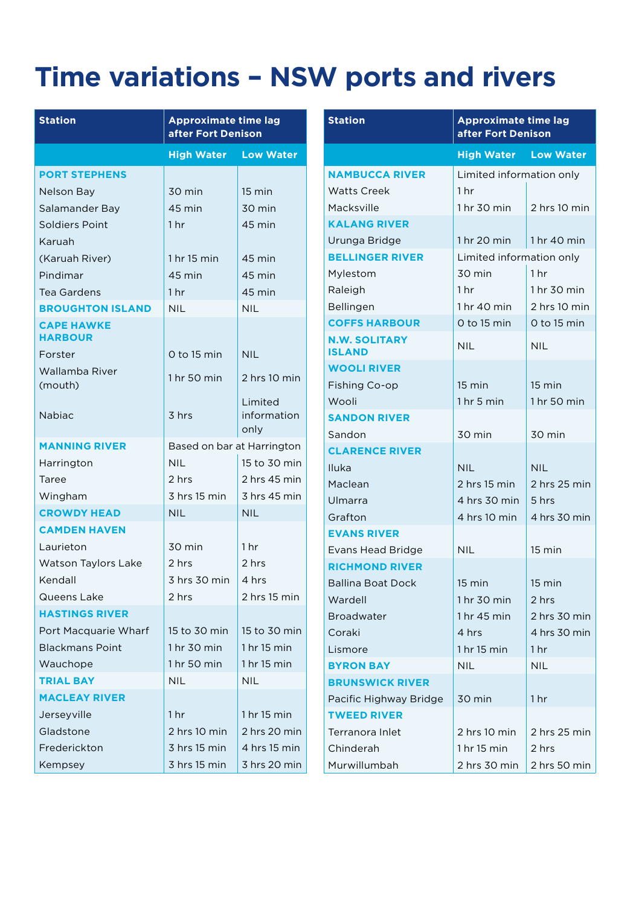# Time variations – NSW ports and rivers

| Station | Approximate time lag after Fort Denison | |
|---|---|---|
| | **High Water** | **Low Water** |
| **PORT STEPHENS** | | |
| Nelson Bay | 30 min | 15 min |
| Salamander Bay | 45 min | 30 min |
| Soldiers Point | 1 hr | 45 min |
| Karuah (Karuah River) | 1 hr 15 min | 45 min |
| Pindimar | 45 min | 45 min |
| Tea Gardens | 1 hr | 45 min |
| **BROUGHTON ISLAND** | NIL | NIL |
| **CAPE HAWKE HARBOUR** | | |
| Forster | 0 to 15 min | NIL |
| Wallamba River (mouth) | 1 hr 50 min | 2 hrs 10 min |
| Nabiac | 3 hrs | Limited information only |
| **MANNING RIVER** | Based on bar at Harrington | |
| Harrington | NIL | 15 to 30 min |
| Taree | 2 hrs | 2 hrs 45 min |
| Wingham | 3 hrs 15 min | 3 hrs 45 min |
| **CROWDY HEAD** | NIL | NIL |
| **CAMDEN HAVEN** | | |
| Laurieton | 30 min | 1 hr |
| Watson Taylors Lake | 2 hrs | 2 hrs |
| Kendall | 3 hrs 30 min | 4 hrs |
| Queens Lake | 2 hrs | 2 hrs 15 min |
| **HASTINGS RIVER** | | |
| Port Macquarie Wharf | 15 to 30 min | 15 to 30 min |
| Blackmans Point | 1 hr 30 min | 1 hr 15 min |
| Wauchope | 1 hr 50 min | 1 hr 15 min |
| **TRIAL BAY** | NIL | NIL |
| **MACLEAY RIVER** | | |
| Jerseyville | 1 hr | 1 hr 15 min |
| Gladstone | 2 hrs 10 min | 2 hrs 20 min |
| Frederickton | 3 hrs 15 min | 4 hrs 15 min |
| Kempsey | 3 hrs 15 min | 3 hrs 20 min |

| Station | Approximate time lag after Fort Denison | |
|---|---|---|
| | **High Water** | **Low Water** |
| **NAMBUCCA RIVER** | Limited information only | |
| Watts Creek | 1 hr | |
| Macksville | 1 hr 30 min | 2 hrs 10 min |
| **KALANG RIVER** | | |
| Urunga Bridge | 1 hr 20 min | 1 hr 40 min |
| **BELLINGER RIVER** | Limited information only | |
| Mylestom | 30 min | 1 hr |
| Raleigh | 1 hr | 1 hr 30 min |
| Bellingen | 1 hr 40 min | 2 hrs 10 min |
| **COFFS HARBOUR** | 0 to 15 min | 0 to 15 min |
| **N.W. SOLITARY ISLAND** | NIL | NIL |
| **WOOLI RIVER** | | |
| Fishing Co-op | 15 min | 15 min |
| Wooli | 1 hr 5 min | 1 hr 50 min |
| **SANDON RIVER** | | |
| Sandon | 30 min | 30 min |
| **CLARENCE RIVER** | | |
| Iluka | NIL | NIL |
| Maclean | 2 hrs 15 min | 2 hrs 25 min |
| Ulmarra | 4 hrs 30 min | 5 hrs |
| Grafton | 4 hrs 10 min | 4 hrs 30 min |
| **EVANS RIVER** | | |
| Evans Head Bridge | NIL | 15 min |
| **RICHMOND RIVER** | | |
| Ballina Boat Dock | 15 min | 15 min |
| Wardell | 1 hr 30 min | 2 hrs |
| Broadwater | 1 hr 45 min | 2 hrs 30 min |
| Coraki | 4 hrs | 4 hrs 30 min |
| Lismore | 1 hr 15 min | 1 hr |
| **BYRON BAY** | NIL | NIL |
| **BRUNSWICK RIVER** | | |
| Pacific Highway Bridge | 30 min | 1 hr |
| **TWEED RIVER** | | |
| Terranora Inlet | 2 hrs 10 min | 2 hrs 25 min |
| Chinderah | 1 hr 15 min | 2 hrs |
| Murwillumbah | 2 hrs 30 min | 2 hrs 50 min |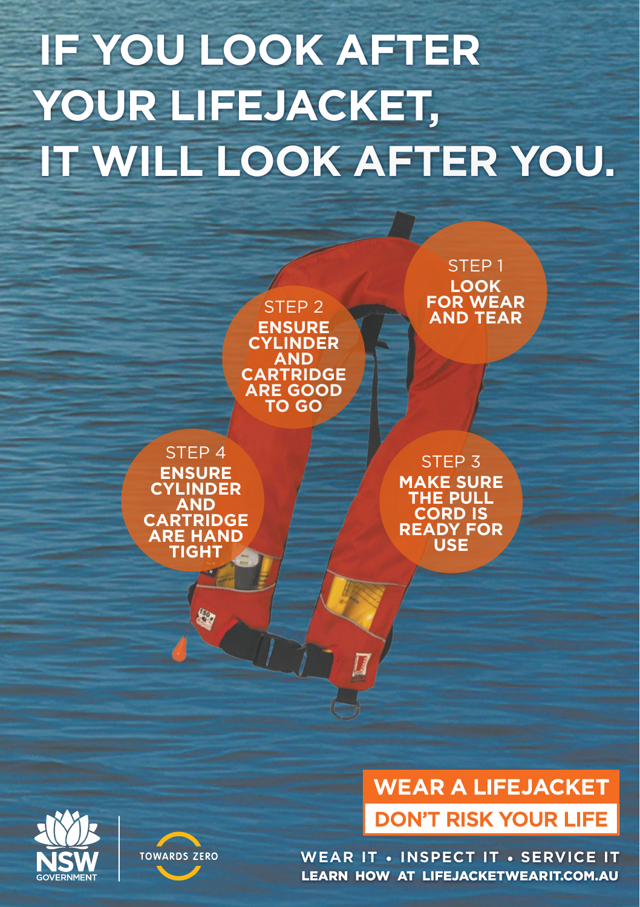# IF YOU LOOK AFTER YOUR LIFEJACKET, IT WILL LOOK AFTER YOU.

STEP 1
**LOOK FOR WEAR AND TEAR**

STEP 2
**ENSURE CYLINDER AND CARTRIDGE ARE GOOD TO GO**

STEP 3
**MAKE SURE THE PULL CORD IS READY FOR USE**

STEP 4
**ENSURE CYLINDER AND CARTRIDGE ARE HAND TIGHT**

**WEAR A LIFEJACKET**

**DON'T RISK YOUR LIFE**

NSW GOVERNMENT | TOWARDS ZERO

**WEAR IT • INSPECT IT • SERVICE IT**

**LEARN HOW AT LIFEJACKETWEARIT.COM.AU**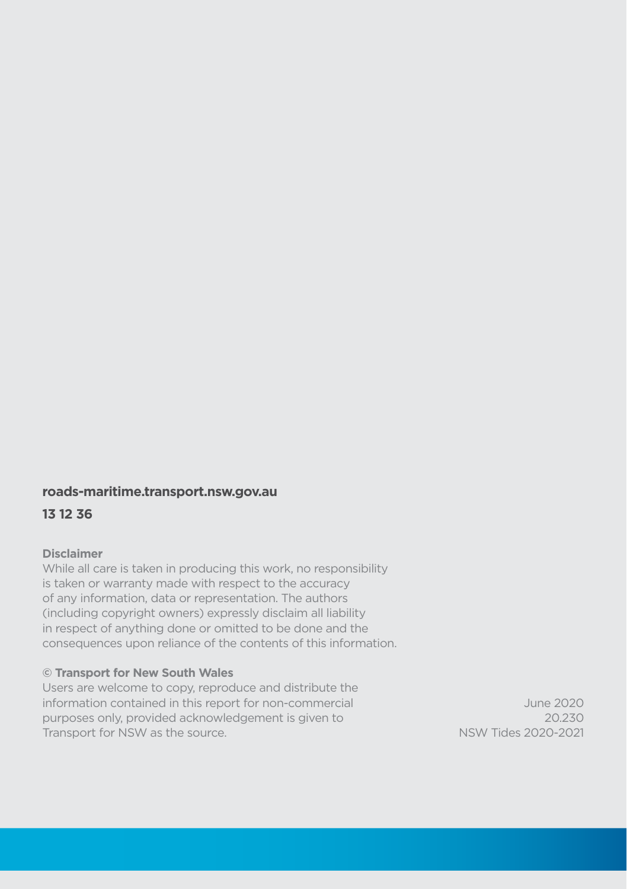**roads-maritime.transport.nsw.gov.au**

**13 12 36**

**Disclaimer**

While all care is taken in producing this work, no responsibility is taken or warranty made with respect to the accuracy of any information, data or representation. The authors (including copyright owners) expressly disclaim all liability in respect of anything done or omitted to be done and the consequences upon reliance of the contents of this information.

© **Transport for New South Wales**

Users are welcome to copy, reproduce and distribute the information contained in this report for non-commercial purposes only, provided acknowledgement is given to Transport for NSW as the source.

June 2020
20.230
NSW Tides 2020-2021